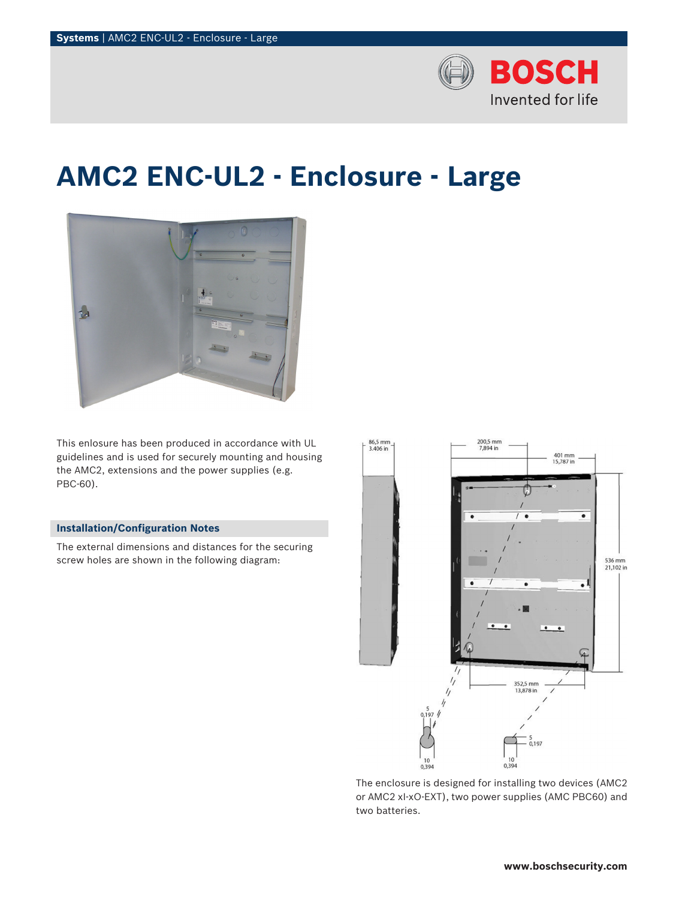# AMC2 ENC-UL2 - Enclosure - Large

This enlosure has been produced in accordance with UL guidelines and is used for securely mounting and housing the AMC2, extensions and the power supplies (e.g. PBC-60).

## Installation/Configuration Notes

The external dimensions and distances for the securing screw holes are shown in the following diagram:

The enclosure is designed for installing two devices (AMC2 or AMC2 xI-xO-EXT), two power supplies (AMC PBC60) and two batteries.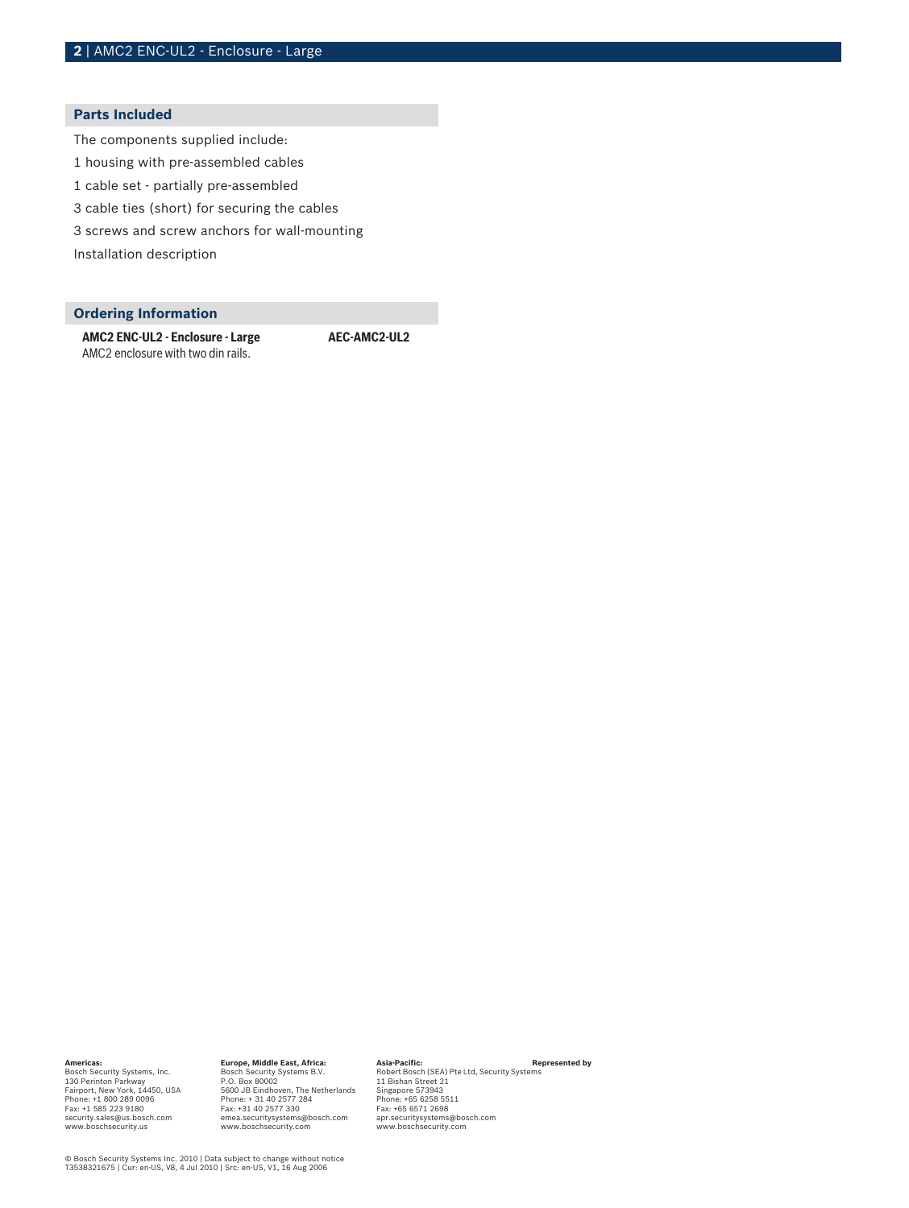## Parts Included

The components supplied include:

1 housing with pre-assembled cables

1 cable set - partially pre-assembled

3 cable ties (short) for securing the cables

3 screws and screw anchors for wall-mounting

Installation description

## Ordering Information

| | |
|---|---|
| **AMC2 ENC-UL2 - Enclosure - Large**<br>AMC2 enclosure with two din rails. | **AEC-AMC2-UL2** |

**Americas:**
Bosch Security Systems, Inc.
130 Perinton Parkway
Fairport, New York, 14450, USA
Phone: +1 800 289 0096
Fax: +1 585 223 9180
security.sales@us.bosch.com
www.boschsecurity.us

**Europe, Middle East, Africa:**
Bosch Security Systems B.V.
P.O. Box 80002
5600 JB Eindhoven, The Netherlands
Phone: + 31 40 2577 284
Fax: +31 40 2577 330
emea.securitysystems@bosch.com
www.boschsecurity.com

**Asia-Pacific:**
Robert Bosch (SEA) Pte Ltd, Security Systems
11 Bishan Street 21
Singapore 573943
Phone: +65 6258 5511
Fax: +65 6571 2698
apr.securitysystems@bosch.com
www.boschsecurity.com

**Represented by**

© Bosch Security Systems Inc. 2010 | Data subject to change without notice
T3538321675 | Cur: en-US, V8, 4 Jul 2010 | Src: en-US, V1, 16 Aug 2006